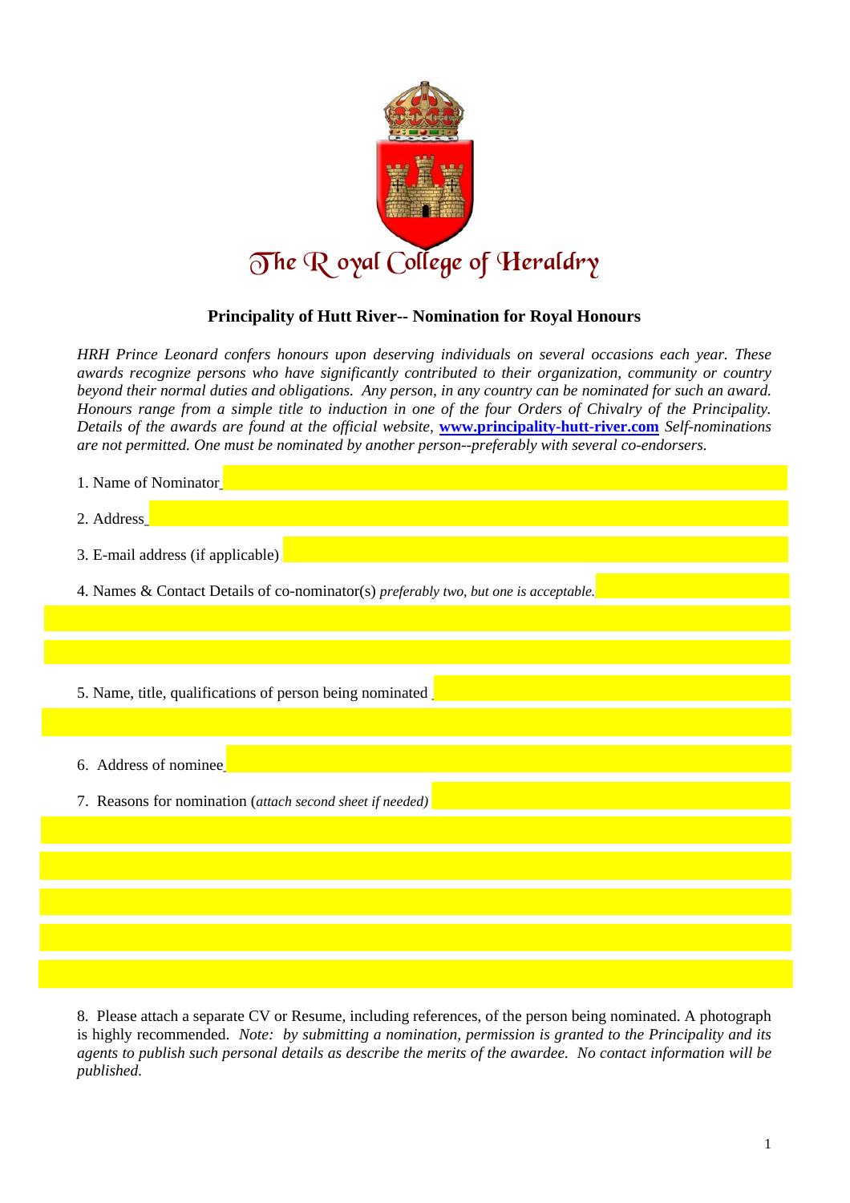# The Royal College of Heraldry

## Principality of Hutt River-- Nomination for Royal Honours

*HRH Prince Leonard confers honours upon deserving individuals on several occasions each year. These awards recognize persons who have significantly contributed to their organization, community or country beyond their normal duties and obligations. Any person, in any country can be nominated for such an award. Honours range from a simple title to induction in one of the four Orders of Chivalry of the Principality. Details of the awards are found at the official website,* **[www.principality-hutt-river.com](http://www.principality-hutt-river.com)** *Self-nominations are not permitted. One must be nominated by another person--preferably with several co-endorsers.*

1. Name of Nominator

2. Address

3. E-mail address (if applicable)

4. Names & Contact Details of co-nominator(s) *preferably two, but one is acceptable.*

5. Name, title, qualifications of person being nominated

6. Address of nominee

7. Reasons for nomination (*attach second sheet if needed)*

8. Please attach a separate CV or Resume, including references, of the person being nominated. A photograph is highly recommended. *Note: by submitting a nomination, permission is granted to the Principality and its agents to publish such personal details as describe the merits of the awardee. No contact information will be published.*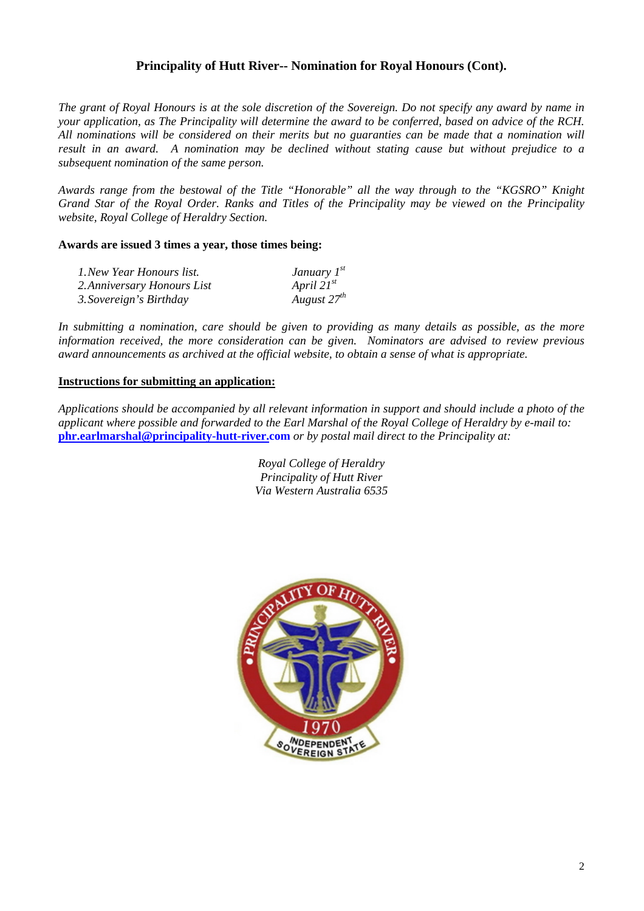## Principality of Hutt River-- Nomination for Royal Honours (Cont).

*The grant of Royal Honours is at the sole discretion of the Sovereign. Do not specify any award by name in your application, as The Principality will determine the award to be conferred, based on advice of the RCH. All nominations will be considered on their merits but no guaranties can be made that a nomination will result in an award. A nomination may be declined without stating cause but without prejudice to a subsequent nomination of the same person.*

*Awards range from the bestowal of the Title "Honorable" all the way through to the "KGSRO" Knight Grand Star of the Royal Order. Ranks and Titles of the Principality may be viewed on the Principality website, Royal College of Heraldry Section.*

**Awards are issued 3 times a year, those times being:**

| | |
|---|---|
| *1. New Year Honours list.* | *January 1st* |
| *2. Anniversary Honours List* | *April 21st* |
| *3. Sovereign's Birthday* | *August 27th* |

*In submitting a nomination, care should be given to providing as many details as possible, as the more information received, the more consideration can be given. Nominators are advised to review previous award announcements as archived at the official website, to obtain a sense of what is appropriate.*

**<u>Instructions for submitting an application:</u>**

*Applications should be accompanied by all relevant information in support and should include a photo of the applicant where possible and forwarded to the Earl Marshal of the Royal College of Heraldry by e-mail to:* **phr.earlmarshal@principality-hutt-river.com** *or by postal mail direct to the Principality at:*

*Royal College of Heraldry*
*Principality of Hutt River*
*Via Western Australia 6535*

PRINCIPALITY OF HUTT RIVER
1970
INDEPENDENT SOVEREIGN STATE